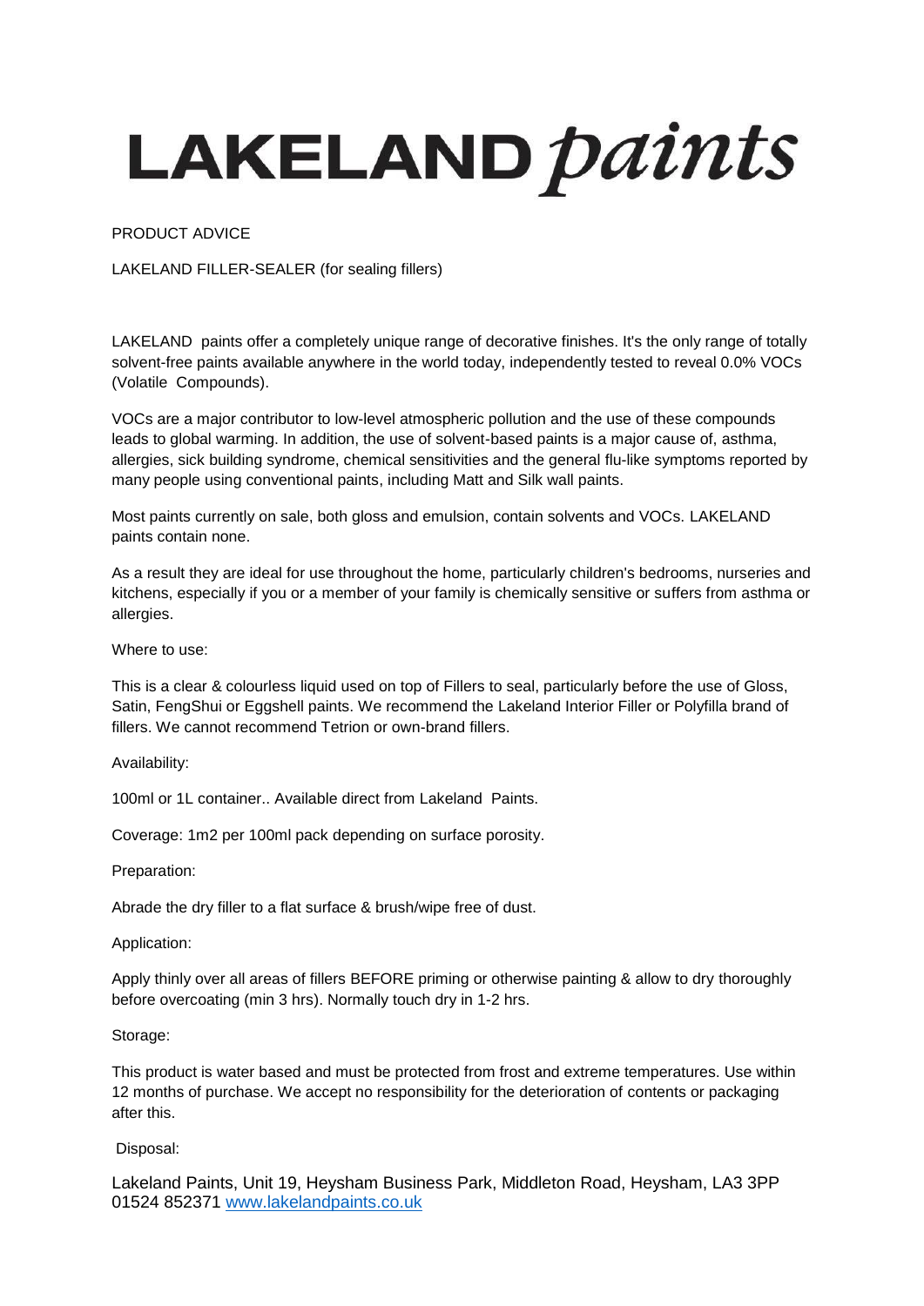# LAKELAND *paints*

PRODUCT ADVICE

LAKELAND FILLER-SEALER (for sealing fillers)

LAKELAND paints offer a completely unique range of decorative finishes. It's the only range of totally solvent-free paints available anywhere in the world today, independently tested to reveal 0.0% VOCs (Volatile Compounds).

VOCs are a major contributor to low-level atmospheric pollution and the use of these compounds leads to global warming. In addition, the use of solvent-based paints is a major cause of, asthma, allergies, sick building syndrome, chemical sensitivities and the general flu-like symptoms reported by many people using conventional paints, including Matt and Silk wall paints.

Most paints currently on sale, both gloss and emulsion, contain solvents and VOCs. LAKELAND paints contain none.

As a result they are ideal for use throughout the home, particularly children's bedrooms, nurseries and kitchens, especially if you or a member of your family is chemically sensitive or suffers from asthma or allergies.

Where to use:

This is a clear & colourless liquid used on top of Fillers to seal, particularly before the use of Gloss, Satin, FengShui or Eggshell paints. We recommend the Lakeland Interior Filler or Polyfilla brand of fillers. We cannot recommend Tetrion or own-brand fillers.

Availability:

100ml or 1L container.. Available direct from Lakeland Paints.

Coverage: 1m2 per 100ml pack depending on surface porosity.

Preparation:

Abrade the dry filler to a flat surface & brush/wipe free of dust.

Application:

Apply thinly over all areas of fillers BEFORE priming or otherwise painting & allow to dry thoroughly before overcoating (min 3 hrs). Normally touch dry in 1-2 hrs.

Storage:

This product is water based and must be protected from frost and extreme temperatures. Use within 12 months of purchase. We accept no responsibility for the deterioration of contents or packaging after this.

Disposal:

Lakeland Paints, Unit 19, Heysham Business Park, Middleton Road, Heysham, LA3 3PP
01524 852371 [www.lakelandpaints.co.uk](http://www.lakelandpaints.co.uk)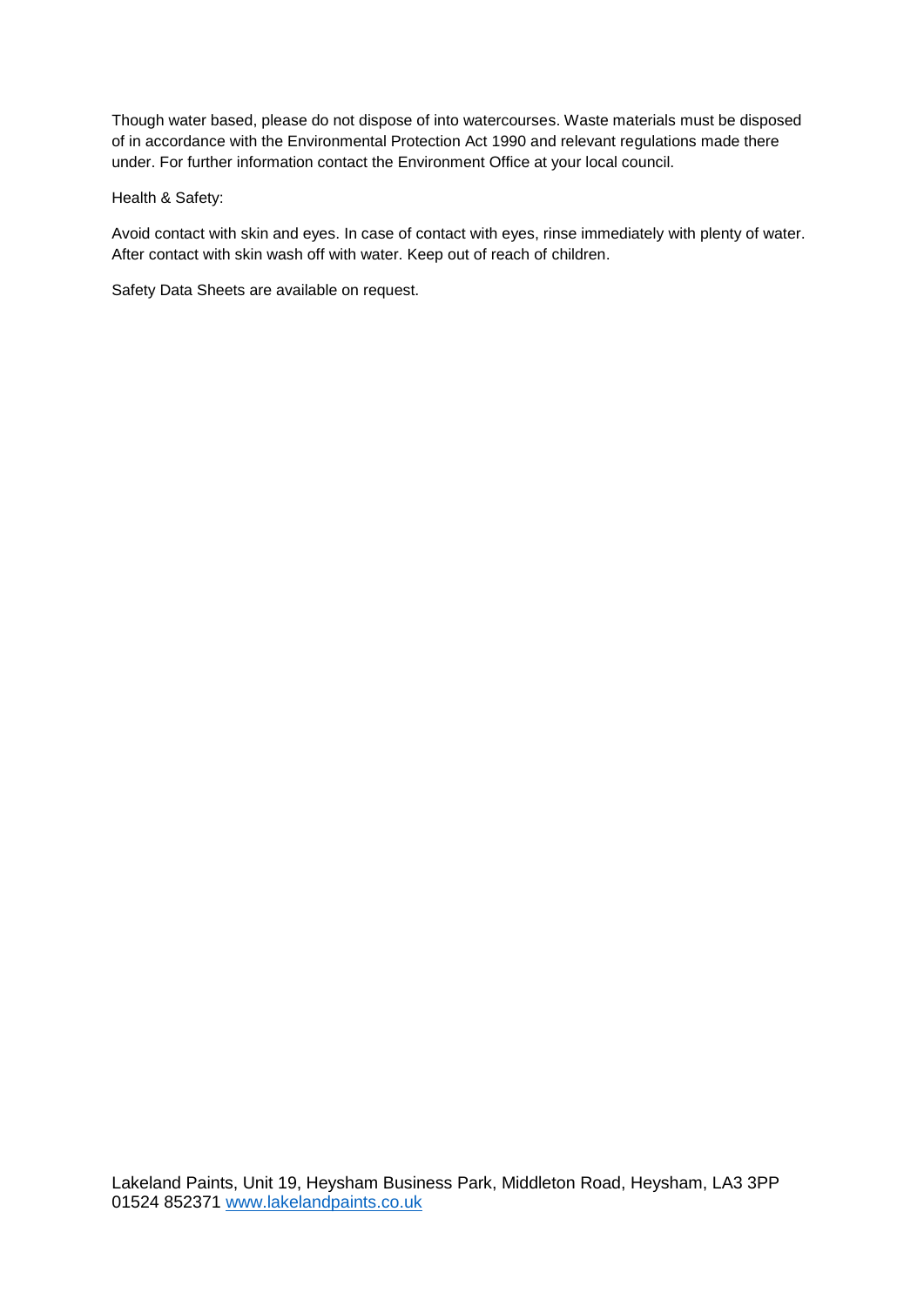Though water based, please do not dispose of into watercourses. Waste materials must be disposed of in accordance with the Environmental Protection Act 1990 and relevant regulations made there under. For further information contact the Environment Office at your local council.

Health & Safety:

Avoid contact with skin and eyes. In case of contact with eyes, rinse immediately with plenty of water. After contact with skin wash off with water. Keep out of reach of children.

Safety Data Sheets are available on request.

Lakeland Paints, Unit 19, Heysham Business Park, Middleton Road, Heysham, LA3 3PP
01524 852371 [www.lakelandpaints.co.uk](http://www.lakelandpaints.co.uk)